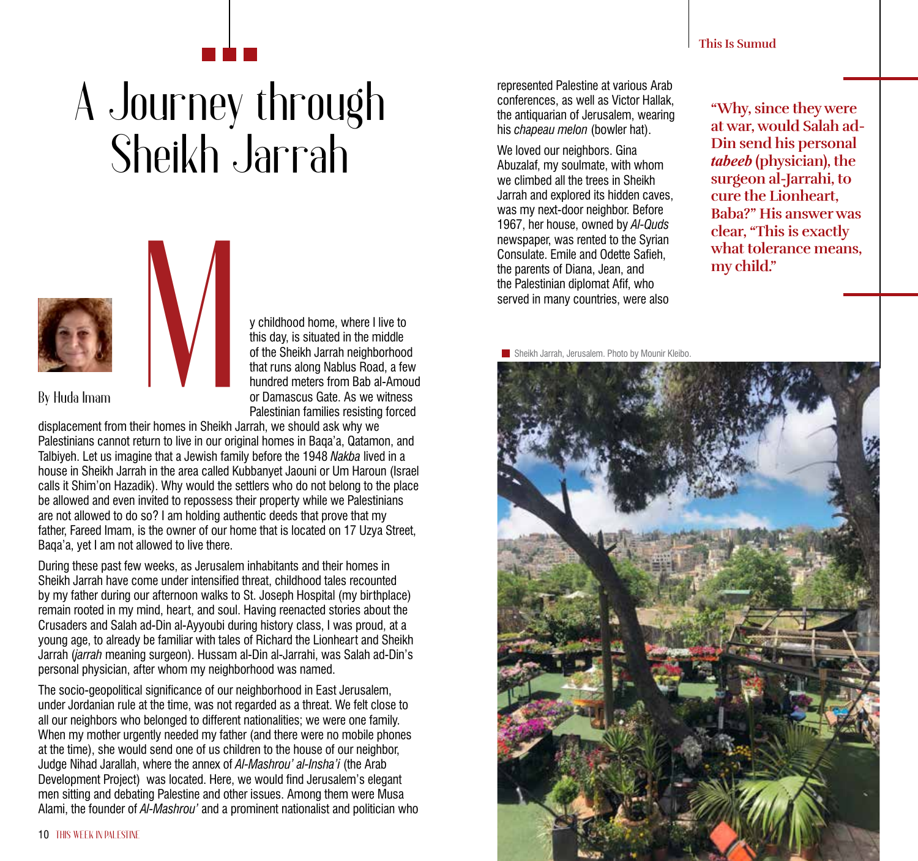# A Journey through Sheikh Jarrah

By Huda Imam

My childhood home, where I live to this day, is situated in the middle of the Sheikh Jarrah neighborhood that runs along Nablus Road, a few hundred meters from Bab al-Amoud or Damascus Gate. As we witness Palestinian families resisting forced displacement from their homes in Sheikh Jarrah, we should ask why we Palestinians cannot return to live in our original homes in Baqa'a, Qatamon, and Talbiyeh. Let us imagine that a Jewish family before the 1948 *Nakba* lived in a house in Sheikh Jarrah in the area called Kubbanyet Jaouni or Um Haroun (Israel calls it Shim'on Hazadik). Why would the settlers who do not belong to the place be allowed and even invited to repossess their property while we Palestinians are not allowed to do so? I am holding authentic deeds that prove that my father, Fareed Imam, is the owner of our home that is located on 17 Uzya Street, Baqa'a, yet I am not allowed to live there.

During these past few weeks, as Jerusalem inhabitants and their homes in Sheikh Jarrah have come under intensified threat, childhood tales recounted by my father during our afternoon walks to St. Joseph Hospital (my birthplace) remain rooted in my mind, heart, and soul. Having reenacted stories about the Crusaders and Salah ad-Din al-Ayyoubi during history class, I was proud, at a young age, to already be familiar with tales of Richard the Lionheart and Sheikh Jarrah (*jarrah* meaning surgeon). Hussam al-Din al-Jarrahi, was Salah ad-Din's personal physician, after whom my neighborhood was named.

The socio-geopolitical significance of our neighborhood in East Jerusalem, under Jordanian rule at the time, was not regarded as a threat. We felt close to all our neighbors who belonged to different nationalities; we were one family. When my mother urgently needed my father (and there were no mobile phones at the time), she would send one of us children to the house of our neighbor, Judge Nihad Jarallah, where the annex of *Al-Mashrou' al-Insha'i* (the Arab Development Project) was located. Here, we would find Jerusalem's elegant men sitting and debating Palestine and other issues. Among them were Musa Alami, the founder of *Al-Mashrou'* and a prominent nationalist and politician who represented Palestine at various Arab conferences, as well as Victor Hallak, the antiquarian of Jerusalem, wearing his *chapeau melon* (bowler hat).

We loved our neighbors. Gina Abuzalaf, my soulmate, with whom we climbed all the trees in Sheikh Jarrah and explored its hidden caves, was my next-door neighbor. Before 1967, her house, owned by *Al-Quds* newspaper, was rented to the Syrian Consulate. Emile and Odette Safieh, the parents of Diana, Jean, and the Palestinian diplomat Afif, who served in many countries, were also

**"Why, since they were at war, would Salah ad-Din send his personal *tabeeb* (physician), the surgeon al-Jarrahi, to cure the Lionheart, Baba?" His answer was clear, "This is exactly what tolerance means, my child."**

Sheikh Jarrah, Jerusalem. Photo by Mounir Kleibo.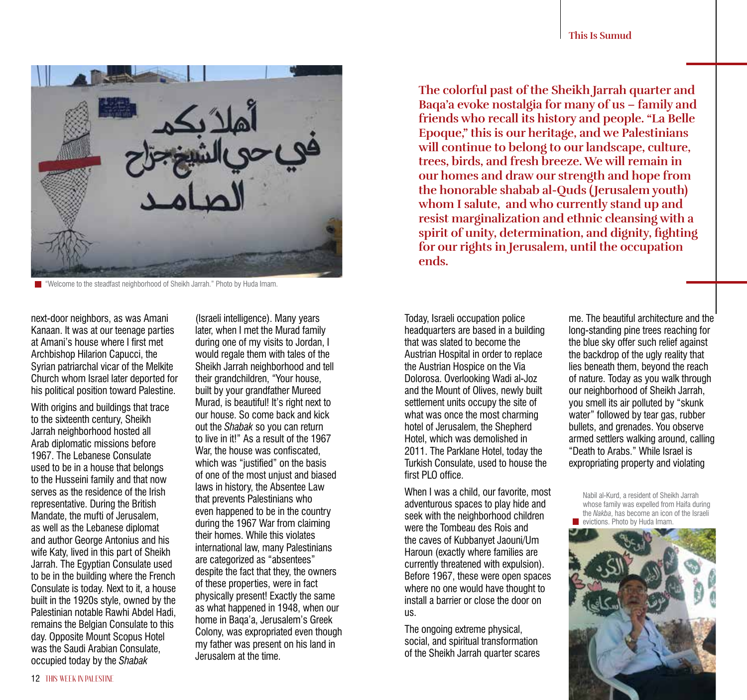"Welcome to the steadfast neighborhood of Sheikh Jarrah." Photo by Huda Imam.

**The colorful past of the Sheikh Jarrah quarter and Baqa'a evoke nostalgia for many of us – family and friends who recall its history and people. "La Belle Epoque," this is our heritage, and we Palestinians will continue to belong to our landscape, culture, trees, birds, and fresh breeze. We will remain in our homes and draw our strength and hope from the honorable shabab al-Quds (Jerusalem youth) whom I salute, and who currently stand up and resist marginalization and ethnic cleansing with a spirit of unity, determination, and dignity, fighting for our rights in Jerusalem, until the occupation ends.**

next-door neighbors, as was Amani Kanaan. It was at our teenage parties at Amani's house where I first met Archbishop Hilarion Capucci, the Syrian patriarchal vicar of the Melkite Church whom Israel later deported for his political position toward Palestine.

With origins and buildings that trace to the sixteenth century, Sheikh Jarrah neighborhood hosted all Arab diplomatic missions before 1967. The Lebanese Consulate used to be in a house that belongs to the Husseini family and that now serves as the residence of the Irish representative. During the British Mandate, the mufti of Jerusalem, as well as the Lebanese diplomat and author George Antonius and his wife Katy, lived in this part of Sheikh Jarrah. The Egyptian Consulate used to be in the building where the French Consulate is today. Next to it, a house built in the 1920s style, owned by the Palestinian notable Rawhi Abdel Hadi, remains the Belgian Consulate to this day. Opposite Mount Scopus Hotel was the Saudi Arabian Consulate, occupied today by the *Shabak* (Israeli intelligence). Many years later, when I met the Murad family during one of my visits to Jordan, I would regale them with tales of the Sheikh Jarrah neighborhood and tell their grandchildren, "Your house, built by your grandfather Mureed Murad, is beautiful! It's right next to our house. So come back and kick out the *Shabak* so you can return to live in it!" As a result of the 1967 War, the house was confiscated, which was "justified" on the basis of one of the most unjust and biased laws in history, the Absentee Law that prevents Palestinians who even happened to be in the country during the 1967 War from claiming their homes. While this violates international law, many Palestinians are categorized as "absentees" despite the fact that they, the owners of these properties, were in fact physically present! Exactly the same as what happened in 1948, when our home in Baqa'a, Jerusalem's Greek Colony, was expropriated even though my father was present on his land in Jerusalem at the time.

Today, Israeli occupation police headquarters are based in a building that was slated to become the Austrian Hospital in order to replace the Austrian Hospice on the Via Dolorosa. Overlooking Wadi al-Joz and the Mount of Olives, newly built settlement units occupy the site of what was once the most charming hotel of Jerusalem, the Shepherd Hotel, which was demolished in 2011. The Parklane Hotel, today the Turkish Consulate, used to house the first PLO office.

When I was a child, our favorite, most adventurous spaces to play hide and seek with the neighborhood children were the Tombeau des Rois and the caves of Kubbanyet Jaouni/Um Haroun (exactly where families are currently threatened with expulsion). Before 1967, these were open spaces where no one would have thought to install a barrier or close the door on us.

The ongoing extreme physical, social, and spiritual transformation of the Sheikh Jarrah quarter scares me. The beautiful architecture and the long-standing pine trees reaching for the blue sky offer such relief against the backdrop of the ugly reality that lies beneath them, beyond the reach of nature. Today as you walk through our neighborhood of Sheikh Jarrah, you smell its air polluted by "skunk water" followed by tear gas, rubber bullets, and grenades. You observe armed settlers walking around, calling "Death to Arabs." While Israel is expropriating property and violating

Nabil al-Kurd, a resident of Sheikh Jarrah whose family was expelled from Haifa during the *Nakba*, has become an icon of the Israeli evictions. Photo by Huda Imam.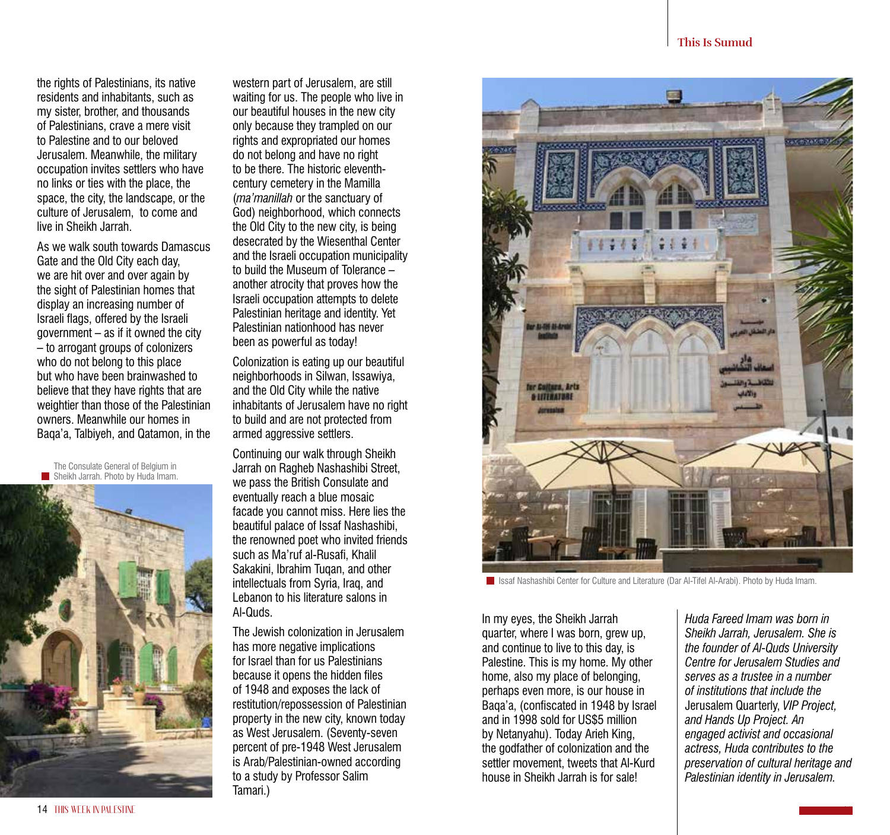the rights of Palestinians, its native residents and inhabitants, such as my sister, brother, and thousands of Palestinians, crave a mere visit to Palestine and to our beloved Jerusalem. Meanwhile, the military occupation invites settlers who have no links or ties with the place, the space, the city, the landscape, or the culture of Jerusalem, to come and live in Sheikh Jarrah.

As we walk south towards Damascus Gate and the Old City each day, we are hit over and over again by the sight of Palestinian homes that display an increasing number of Israeli flags, offered by the Israeli government – as if it owned the city – to arrogant groups of colonizers who do not belong to this place but who have been brainwashed to believe that they have rights that are weightier than those of the Palestinian owners. Meanwhile our homes in Baqa'a, Talbiyeh, and Qatamon, in the western part of Jerusalem, are still waiting for us. The people who live in our beautiful houses in the new city only because they trampled on our rights and expropriated our homes do not belong and have no right to be there. The historic eleventh-century cemetery in the Mamilla (*ma'manillah* or the sanctuary of God) neighborhood, which connects the Old City to the new city, is being desecrated by the Wiesenthal Center and the Israeli occupation municipality to build the Museum of Tolerance – another atrocity that proves how the Israeli occupation attempts to delete Palestinian heritage and identity. Yet Palestinian nationhood has never been as powerful as today!

The Consulate General of Belgium in Sheikh Jarrah. Photo by Huda Imam.

Colonization is eating up our beautiful neighborhoods in Silwan, Issawiya, and the Old City while the native inhabitants of Jerusalem have no right to build and are not protected from armed aggressive settlers.

Continuing our walk through Sheikh Jarrah on Ragheb Nashashibi Street, we pass the British Consulate and eventually reach a blue mosaic facade you cannot miss. Here lies the beautiful palace of Issaf Nashashibi, the renowned poet who invited friends such as Ma'ruf al-Rusafi, Khalil Sakakini, Ibrahim Tuqan, and other intellectuals from Syria, Iraq, and Lebanon to his literature salons in Al-Quds.

The Jewish colonization in Jerusalem has more negative implications for Israel than for us Palestinians because it opens the hidden files of 1948 and exposes the lack of restitution/repossession of Palestinian property in the new city, known today as West Jerusalem. (Seventy-seven percent of pre-1948 West Jerusalem is Arab/Palestinian-owned according to a study by Professor Salim Tamari.)

Issaf Nashashibi Center for Culture and Literature (Dar Al-Tifel Al-Arabi). Photo by Huda Imam.

In my eyes, the Sheikh Jarrah quarter, where I was born, grew up, and continue to live to this day, is Palestine. This is my home. My other home, also my place of belonging, perhaps even more, is our house in Baqa'a, (confiscated in 1948 by Israel and in 1998 sold for US$5 million by Netanyahu). Today Arieh King, the godfather of colonization and the settler movement, tweets that Al-Kurd house in Sheikh Jarrah is for sale!

*Huda Fareed Imam was born in Sheikh Jarrah, Jerusalem. She is the founder of Al-Quds University Centre for Jerusalem Studies and serves as a trustee in a number of institutions that include the* Jerusalem Quarterly, *VIP Project, and Hands Up Project. An engaged activist and occasional actress, Huda contributes to the preservation of cultural heritage and Palestinian identity in Jerusalem.*